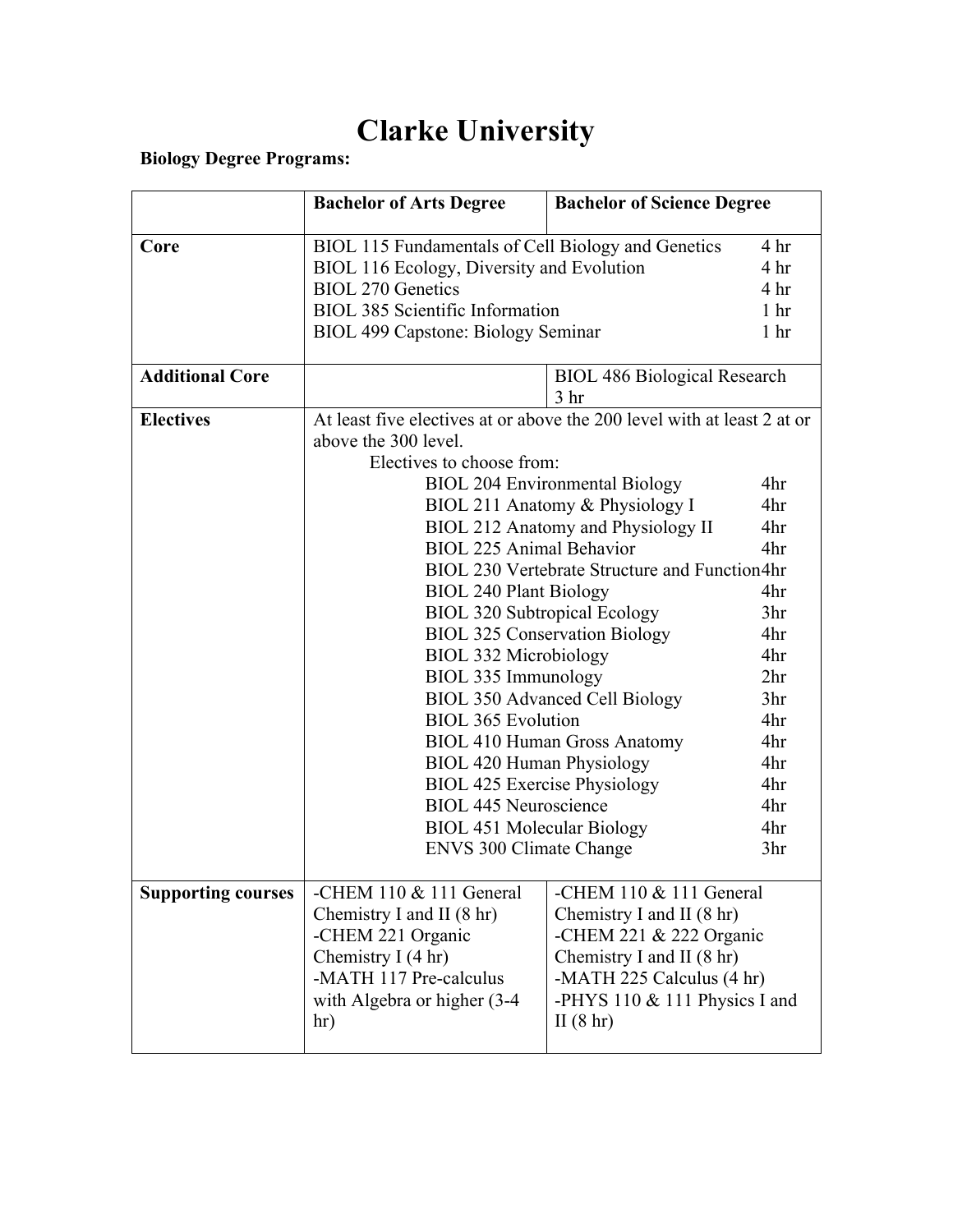# Clarke University

**Biology Degree Programs:**

| | **Bachelor of Arts Degree** | **Bachelor of Science Degree** |
|---|---|---|
| **Core** | BIOL 115 Fundamentals of Cell Biology and Genetics 4 hr<br>BIOL 116 Ecology, Diversity and Evolution 4 hr<br>BIOL 270 Genetics 4 hr<br>BIOL 385 Scientific Information 1 hr<br>BIOL 499 Capstone: Biology Seminar 1 hr | |
| **Additional Core** | | BIOL 486 Biological Research 3 hr |
| **Electives** | At least five electives at or above the 200 level with at least 2 at or above the 300 level.<br>Electives to choose from:<br>BIOL 204 Environmental Biology 4hr<br>BIOL 211 Anatomy & Physiology I 4hr<br>BIOL 212 Anatomy and Physiology II 4hr<br>BIOL 225 Animal Behavior 4hr<br>BIOL 230 Vertebrate Structure and Function 4hr<br>BIOL 240 Plant Biology 4hr<br>BIOL 320 Subtropical Ecology 3hr<br>BIOL 325 Conservation Biology 4hr<br>BIOL 332 Microbiology 4hr<br>BIOL 335 Immunology 2hr<br>BIOL 350 Advanced Cell Biology 3hr<br>BIOL 365 Evolution 4hr<br>BIOL 410 Human Gross Anatomy 4hr<br>BIOL 420 Human Physiology 4hr<br>BIOL 425 Exercise Physiology 4hr<br>BIOL 445 Neuroscience 4hr<br>BIOL 451 Molecular Biology 4hr<br>ENVS 300 Climate Change 3hr | |
| **Supporting courses** | -CHEM 110 & 111 General Chemistry I and II (8 hr)<br>-CHEM 221 Organic Chemistry I (4 hr)<br>-MATH 117 Pre-calculus with Algebra or higher (3-4 hr) | -CHEM 110 & 111 General Chemistry I and II (8 hr)<br>-CHEM 221 & 222 Organic Chemistry I and II (8 hr)<br>-MATH 225 Calculus (4 hr)<br>-PHYS 110 & 111 Physics I and II (8 hr) |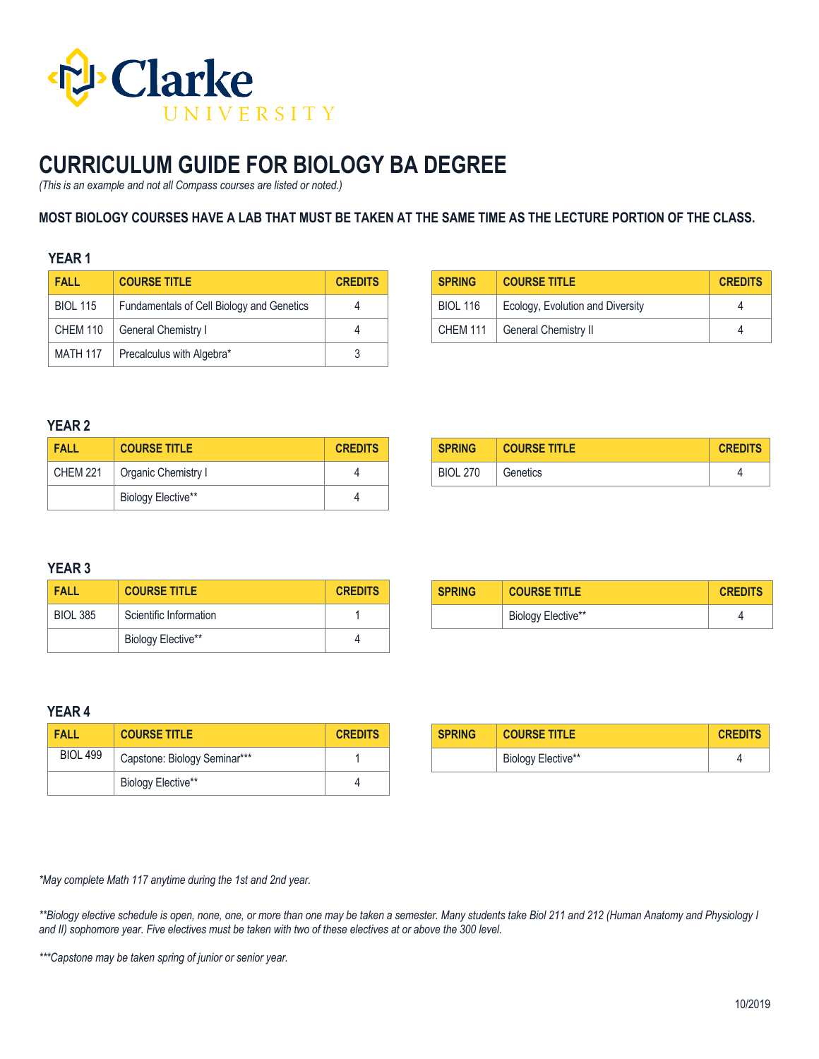Clarke UNIVERSITY

# CURRICULUM GUIDE FOR BIOLOGY BA DEGREE

*(This is an example and not all Compass courses are listed or noted.)*

**MOST BIOLOGY COURSES HAVE A LAB THAT MUST BE TAKEN AT THE SAME TIME AS THE LECTURE PORTION OF THE CLASS.**

### YEAR 1

| FALL | COURSE TITLE | CREDITS |
|---|---|---|
| BIOL 115 | Fundamentals of Cell Biology and Genetics | 4 |
| CHEM 110 | General Chemistry I | 4 |
| MATH 117 | Precalculus with Algebra* | 3 |

| SPRING | COURSE TITLE | CREDITS |
|---|---|---|
| BIOL 116 | Ecology, Evolution and Diversity | 4 |
| CHEM 111 | General Chemistry II | 4 |

### YEAR 2

| FALL | COURSE TITLE | CREDITS |
|---|---|---|
| CHEM 221 | Organic Chemistry I | 4 |
| | Biology Elective** | 4 |

| SPRING | COURSE TITLE | CREDITS |
|---|---|---|
| BIOL 270 | Genetics | 4 |

### YEAR 3

| FALL | COURSE TITLE | CREDITS |
|---|---|---|
| BIOL 385 | Scientific Information | 1 |
| | Biology Elective** | 4 |

| SPRING | COURSE TITLE | CREDITS |
|---|---|---|
| | Biology Elective** | 4 |

### YEAR 4

| FALL | COURSE TITLE | CREDITS |
|---|---|---|
| BIOL 499 | Capstone: Biology Seminar*** | 1 |
| | Biology Elective** | 4 |

| SPRING | COURSE TITLE | CREDITS |
|---|---|---|
| | Biology Elective** | 4 |

*\*May complete Math 117 anytime during the 1st and 2nd year.*

*\*\*Biology elective schedule is open, none, one, or more than one may be taken a semester. Many students take Biol 211 and 212 (Human Anatomy and Physiology I and II) sophomore year. Five electives must be taken with two of these electives at or above the 300 level.*

*\*\*\*Capstone may be taken spring of junior or senior year.*

10/2019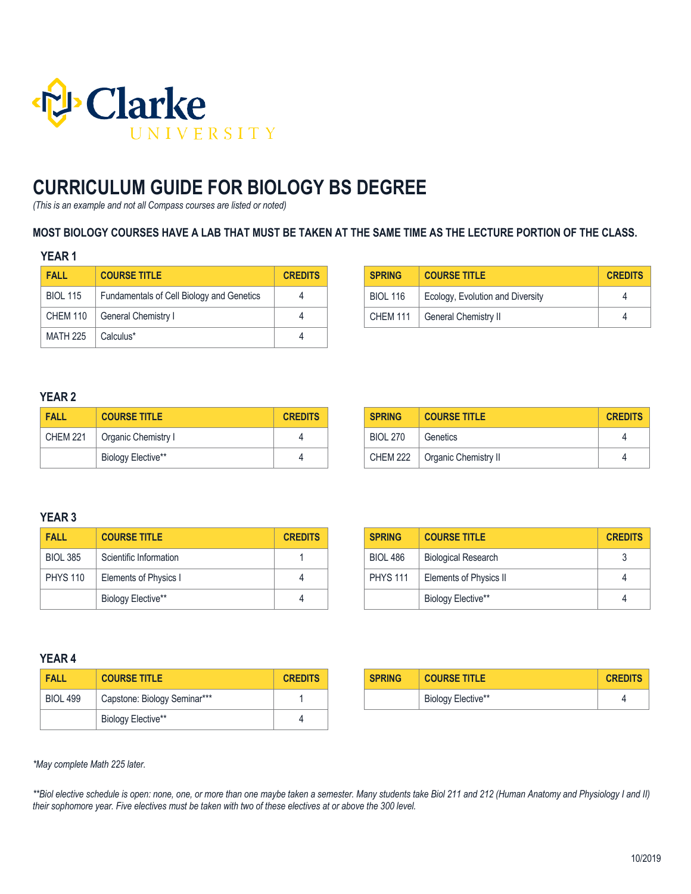Clarke UNIVERSITY

# CURRICULUM GUIDE FOR BIOLOGY BS DEGREE

*(This is an example and not all Compass courses are listed or noted)*

**MOST BIOLOGY COURSES HAVE A LAB THAT MUST BE TAKEN AT THE SAME TIME AS THE LECTURE PORTION OF THE CLASS.**

## YEAR 1

| FALL | COURSE TITLE | CREDITS |
|---|---|---|
| BIOL 115 | Fundamentals of Cell Biology and Genetics | 4 |
| CHEM 110 | General Chemistry I | 4 |
| MATH 225 | Calculus* | 4 |

| SPRING | COURSE TITLE | CREDITS |
|---|---|---|
| BIOL 116 | Ecology, Evolution and Diversity | 4 |
| CHEM 111 | General Chemistry II | 4 |

## YEAR 2

| FALL | COURSE TITLE | CREDITS |
|---|---|---|
| CHEM 221 | Organic Chemistry I | 4 |
| | Biology Elective** | 4 |

| SPRING | COURSE TITLE | CREDITS |
|---|---|---|
| BIOL 270 | Genetics | 4 |
| CHEM 222 | Organic Chemistry II | 4 |

## YEAR 3

| FALL | COURSE TITLE | CREDITS |
|---|---|---|
| BIOL 385 | Scientific Information | 1 |
| PHYS 110 | Elements of Physics I | 4 |
| | Biology Elective** | 4 |

| SPRING | COURSE TITLE | CREDITS |
|---|---|---|
| BIOL 486 | Biological Research | 3 |
| PHYS 111 | Elements of Physics II | 4 |
| | Biology Elective** | 4 |

## YEAR 4

| FALL | COURSE TITLE | CREDITS |
|---|---|---|
| BIOL 499 | Capstone: Biology Seminar*** | 1 |
| | Biology Elective** | 4 |

| SPRING | COURSE TITLE | CREDITS |
|---|---|---|
| | Biology Elective** | 4 |

*\*May complete Math 225 later.*

*\*\*Biol elective schedule is open: none, one, or more than one maybe taken a semester. Many students take Biol 211 and 212 (Human Anatomy and Physiology I and II) their sophomore year. Five electives must be taken with two of these electives at or above the 300 level.*

10/2019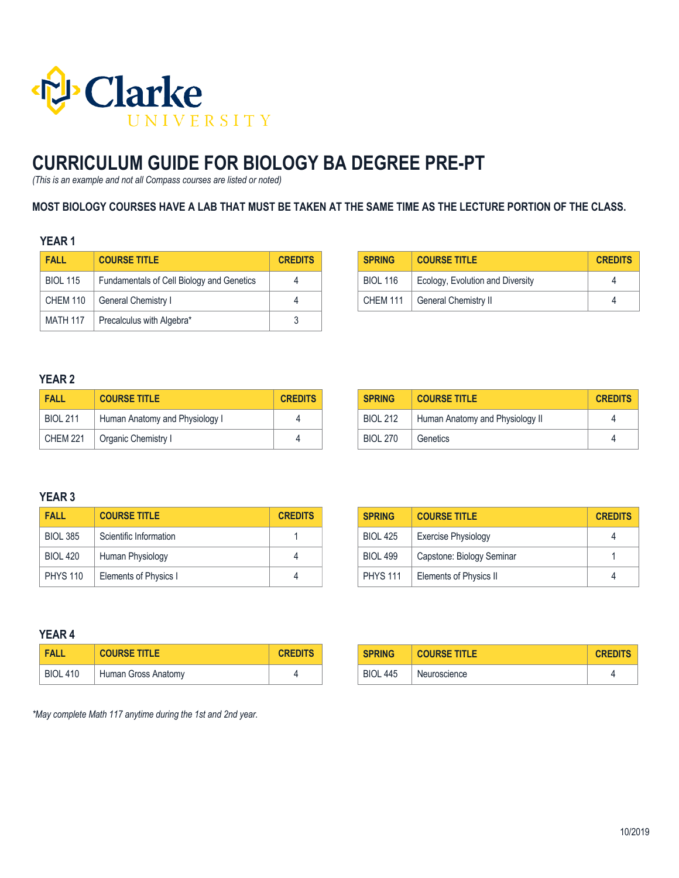Clarke UNIVERSITY

# CURRICULUM GUIDE FOR BIOLOGY BA DEGREE PRE-PT

*(This is an example and not all Compass courses are listed or noted)*

**MOST BIOLOGY COURSES HAVE A LAB THAT MUST BE TAKEN AT THE SAME TIME AS THE LECTURE PORTION OF THE CLASS.**

## YEAR 1

| FALL | COURSE TITLE | CREDITS |
|---|---|---|
| BIOL 115 | Fundamentals of Cell Biology and Genetics | 4 |
| CHEM 110 | General Chemistry I | 4 |
| MATH 117 | Precalculus with Algebra* | 3 |

| SPRING | COURSE TITLE | CREDITS |
|---|---|---|
| BIOL 116 | Ecology, Evolution and Diversity | 4 |
| CHEM 111 | General Chemistry II | 4 |

## YEAR 2

| FALL | COURSE TITLE | CREDITS |
|---|---|---|
| BIOL 211 | Human Anatomy and Physiology I | 4 |
| CHEM 221 | Organic Chemistry I | 4 |

| SPRING | COURSE TITLE | CREDITS |
|---|---|---|
| BIOL 212 | Human Anatomy and Physiology II | 4 |
| BIOL 270 | Genetics | 4 |

## YEAR 3

| FALL | COURSE TITLE | CREDITS |
|---|---|---|
| BIOL 385 | Scientific Information | 1 |
| BIOL 420 | Human Physiology | 4 |
| PHYS 110 | Elements of Physics I | 4 |

| SPRING | COURSE TITLE | CREDITS |
|---|---|---|
| BIOL 425 | Exercise Physiology | 4 |
| BIOL 499 | Capstone: Biology Seminar | 1 |
| PHYS 111 | Elements of Physics II | 4 |

## YEAR 4

| FALL | COURSE TITLE | CREDITS |
|---|---|---|
| BIOL 410 | Human Gross Anatomy | 4 |

| SPRING | COURSE TITLE | CREDITS |
|---|---|---|
| BIOL 445 | Neuroscience | 4 |

*\*May complete Math 117 anytime during the 1st and 2nd year.*

10/2019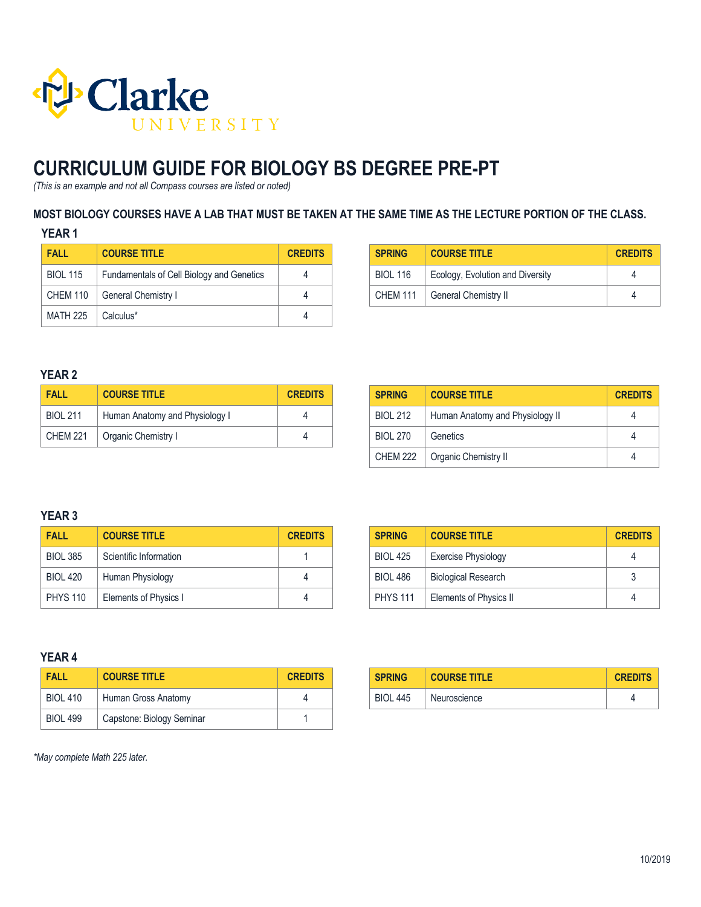Clarke UNIVERSITY

# CURRICULUM GUIDE FOR BIOLOGY BS DEGREE PRE-PT

*(This is an example and not all Compass courses are listed or noted)*

**MOST BIOLOGY COURSES HAVE A LAB THAT MUST BE TAKEN AT THE SAME TIME AS THE LECTURE PORTION OF THE CLASS.**

## YEAR 1

| FALL | COURSE TITLE | CREDITS |
|---|---|---|
| BIOL 115 | Fundamentals of Cell Biology and Genetics | 4 |
| CHEM 110 | General Chemistry I | 4 |
| MATH 225 | Calculus* | 4 |

| SPRING | COURSE TITLE | CREDITS |
|---|---|---|
| BIOL 116 | Ecology, Evolution and Diversity | 4 |
| CHEM 111 | General Chemistry II | 4 |

## YEAR 2

| FALL | COURSE TITLE | CREDITS |
|---|---|---|
| BIOL 211 | Human Anatomy and Physiology I | 4 |
| CHEM 221 | Organic Chemistry I | 4 |

| SPRING | COURSE TITLE | CREDITS |
|---|---|---|
| BIOL 212 | Human Anatomy and Physiology II | 4 |
| BIOL 270 | Genetics | 4 |
| CHEM 222 | Organic Chemistry II | 4 |

## YEAR 3

| FALL | COURSE TITLE | CREDITS |
|---|---|---|
| BIOL 385 | Scientific Information | 1 |
| BIOL 420 | Human Physiology | 4 |
| PHYS 110 | Elements of Physics I | 4 |

| SPRING | COURSE TITLE | CREDITS |
|---|---|---|
| BIOL 425 | Exercise Physiology | 4 |
| BIOL 486 | Biological Research | 3 |
| PHYS 111 | Elements of Physics II | 4 |

## YEAR 4

| FALL | COURSE TITLE | CREDITS |
|---|---|---|
| BIOL 410 | Human Gross Anatomy | 4 |
| BIOL 499 | Capstone: Biology Seminar | 1 |

| SPRING | COURSE TITLE | CREDITS |
|---|---|---|
| BIOL 445 | Neuroscience | 4 |

*\*May complete Math 225 later.*

10/2019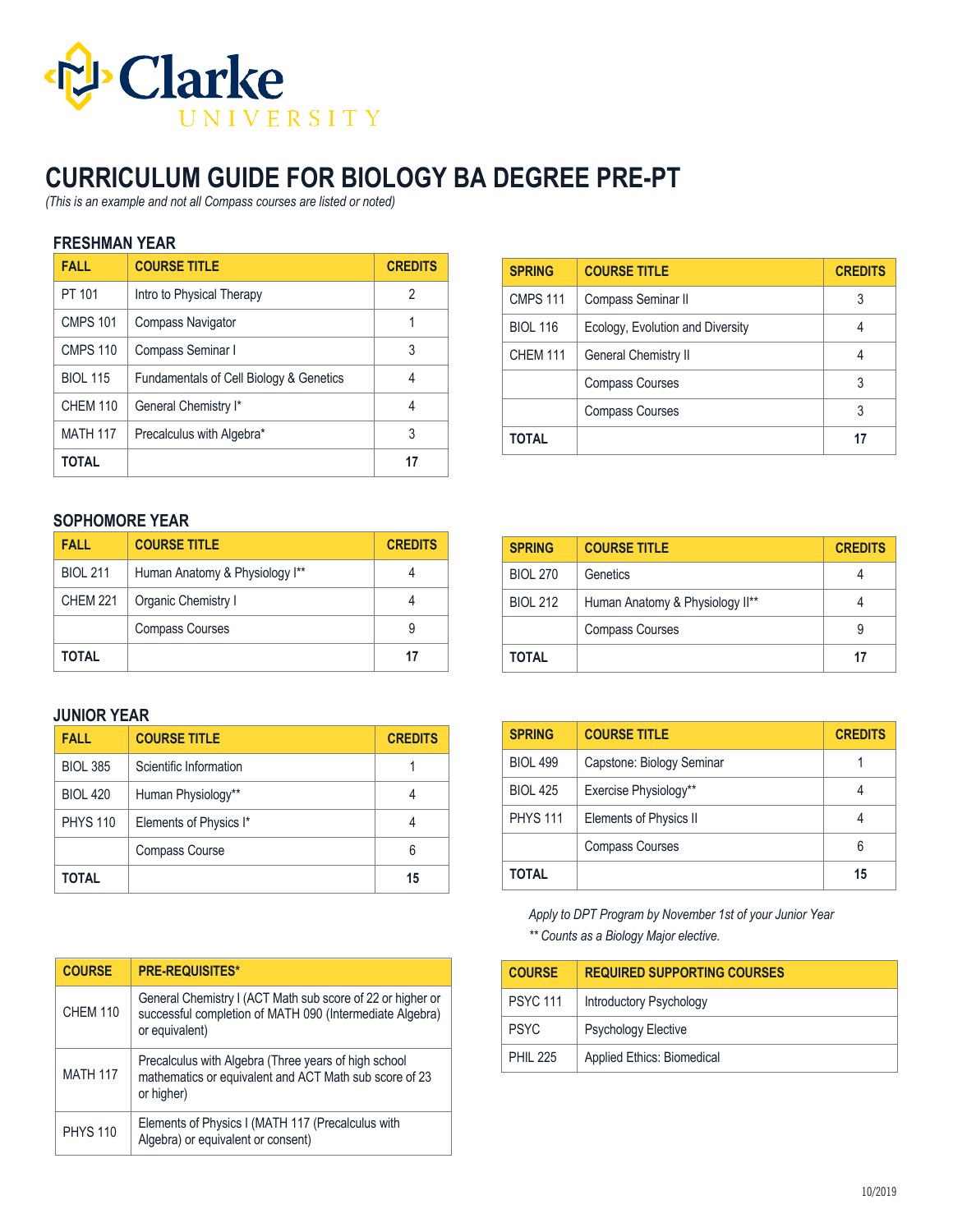Clarke UNIVERSITY

# CURRICULUM GUIDE FOR BIOLOGY BA DEGREE PRE-PT

*(This is an example and not all Compass courses are listed or noted)*

## FRESHMAN YEAR

| FALL | COURSE TITLE | CREDITS |
|---|---|---|
| PT 101 | Intro to Physical Therapy | 2 |
| CMPS 101 | Compass Navigator | 1 |
| CMPS 110 | Compass Seminar I | 3 |
| BIOL 115 | Fundamentals of Cell Biology & Genetics | 4 |
| CHEM 110 | General Chemistry I* | 4 |
| MATH 117 | Precalculus with Algebra* | 3 |
| **TOTAL** | | **17** |

| SPRING | COURSE TITLE | CREDITS |
|---|---|---|
| CMPS 111 | Compass Seminar II | 3 |
| BIOL 116 | Ecology, Evolution and Diversity | 4 |
| CHEM 111 | General Chemistry II | 4 |
| | Compass Courses | 3 |
| | Compass Courses | 3 |
| **TOTAL** | | **17** |

## SOPHOMORE YEAR

| FALL | COURSE TITLE | CREDITS |
|---|---|---|
| BIOL 211 | Human Anatomy & Physiology I** | 4 |
| CHEM 221 | Organic Chemistry I | 4 |
| | Compass Courses | 9 |
| **TOTAL** | | **17** |

| SPRING | COURSE TITLE | CREDITS |
|---|---|---|
| BIOL 270 | Genetics | 4 |
| BIOL 212 | Human Anatomy & Physiology II** | 4 |
| | Compass Courses | 9 |
| **TOTAL** | | **17** |

## JUNIOR YEAR

| FALL | COURSE TITLE | CREDITS |
|---|---|---|
| BIOL 385 | Scientific Information | 1 |
| BIOL 420 | Human Physiology** | 4 |
| PHYS 110 | Elements of Physics I* | 4 |
| | Compass Course | 6 |
| **TOTAL** | | **15** |

| SPRING | COURSE TITLE | CREDITS |
|---|---|---|
| BIOL 499 | Capstone: Biology Seminar | 1 |
| BIOL 425 | Exercise Physiology** | 4 |
| PHYS 111 | Elements of Physics II | 4 |
| | Compass Courses | 6 |
| **TOTAL** | | **15** |

*Apply to DPT Program by November 1st of your Junior Year*

*** Counts as a Biology Major elective.*

| COURSE | PRE-REQUISITES* |
|---|---|
| CHEM 110 | General Chemistry I (ACT Math sub score of 22 or higher or successful completion of MATH 090 (Intermediate Algebra) or equivalent) |
| MATH 117 | Precalculus with Algebra (Three years of high school mathematics or equivalent and ACT Math sub score of 23 or higher) |
| PHYS 110 | Elements of Physics I (MATH 117 (Precalculus with Algebra) or equivalent or consent) |

| COURSE | REQUIRED SUPPORTING COURSES |
|---|---|
| PSYC 111 | Introductory Psychology |
| PSYC | Psychology Elective |
| PHIL 225 | Applied Ethics: Biomedical |

10/2019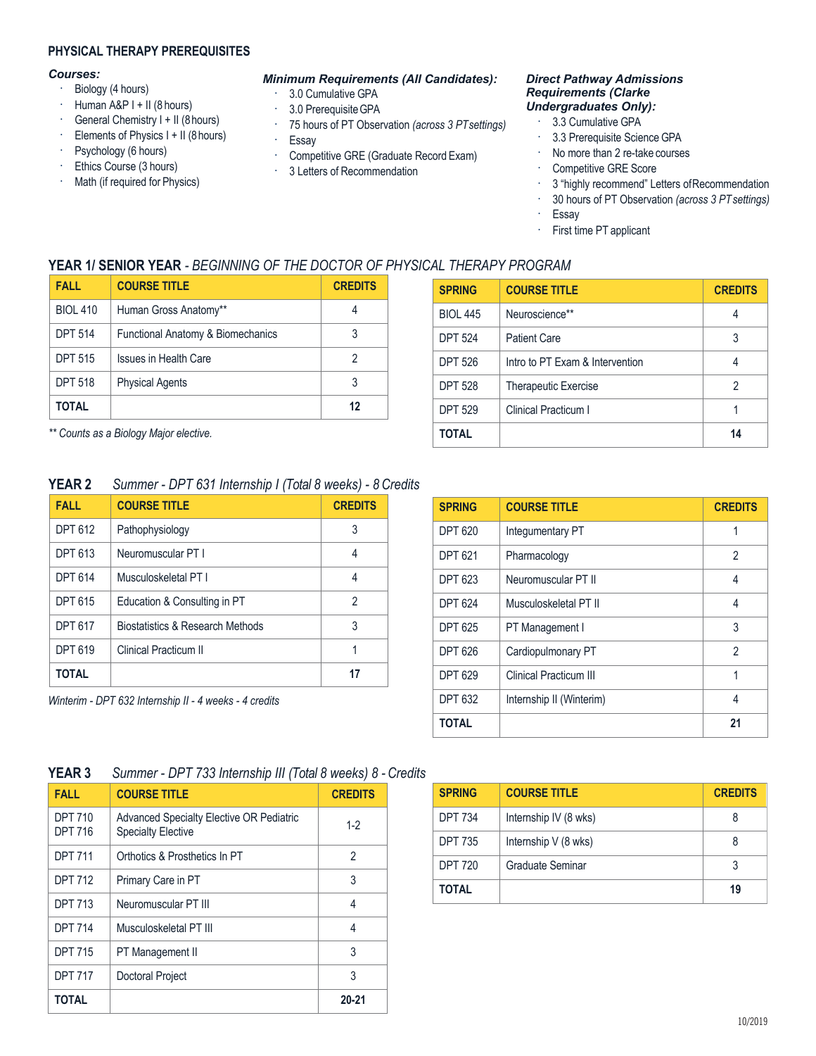## PHYSICAL THERAPY PREREQUISITES

***Courses:***

- Biology (4 hours)
- Human A&P I + II (8 hours)
- General Chemistry I + II (8 hours)
- Elements of Physics I + II (8 hours)
- Psychology (6 hours)
- Ethics Course (3 hours)
- Math (if required for Physics)

***Minimum Requirements (All Candidates):***

- 3.0 Cumulative GPA
- 3.0 Prerequisite GPA
- 75 hours of PT Observation *(across 3 PT settings)*
- Essay
- Competitive GRE (Graduate Record Exam)
- 3 Letters of Recommendation

***Direct Pathway Admissions Requirements (Clarke Undergraduates Only):***

- 3.3 Cumulative GPA
- 3.3 Prerequisite Science GPA
- No more than 2 re-take courses
- Competitive GRE Score
- 3 "highly recommend" Letters of Recommendation
- 30 hours of PT Observation *(across 3 PT settings)*
- Essay
- First time PT applicant

## YEAR 1/ SENIOR YEAR - *BEGINNING OF THE DOCTOR OF PHYSICAL THERAPY PROGRAM*

| FALL | COURSE TITLE | CREDITS |
|---|---|---|
| BIOL 410 | Human Gross Anatomy** | 4 |
| DPT 514 | Functional Anatomy & Biomechanics | 3 |
| DPT 515 | Issues in Health Care | 2 |
| DPT 518 | Physical Agents | 3 |
| **TOTAL** | | **12** |

*** Counts as a Biology Major elective.*

| SPRING | COURSE TITLE | CREDITS |
|---|---|---|
| BIOL 445 | Neuroscience** | 4 |
| DPT 524 | Patient Care | 3 |
| DPT 526 | Intro to PT Exam & Intervention | 4 |
| DPT 528 | Therapeutic Exercise | 2 |
| DPT 529 | Clinical Practicum I | 1 |
| **TOTAL** | | **14** |

## YEAR 2 *Summer - DPT 631 Internship I (Total 8 weeks) - 8 Credits*

| FALL | COURSE TITLE | CREDITS |
|---|---|---|
| DPT 612 | Pathophysiology | 3 |
| DPT 613 | Neuromuscular PT I | 4 |
| DPT 614 | Musculoskeletal PT I | 4 |
| DPT 615 | Education & Consulting in PT | 2 |
| DPT 617 | Biostatistics & Research Methods | 3 |
| DPT 619 | Clinical Practicum II | 1 |
| **TOTAL** | | **17** |

*Winterim - DPT 632 Internship II - 4 weeks - 4 credits*

| SPRING | COURSE TITLE | CREDITS |
|---|---|---|
| DPT 620 | Integumentary PT | 1 |
| DPT 621 | Pharmacology | 2 |
| DPT 623 | Neuromuscular PT II | 4 |
| DPT 624 | Musculoskeletal PT II | 4 |
| DPT 625 | PT Management I | 3 |
| DPT 626 | Cardiopulmonary PT | 2 |
| DPT 629 | Clinical Practicum III | 1 |
| DPT 632 | Internship II (Winterim) | 4 |
| **TOTAL** | | **21** |

## YEAR 3 *Summer - DPT 733 Internship III (Total 8 weeks) 8 - Credits*

| FALL | COURSE TITLE | CREDITS |
|---|---|---|
| DPT 710 DPT 716 | Advanced Specialty Elective OR Pediatric Specialty Elective | 1-2 |
| DPT 711 | Orthotics & Prosthetics In PT | 2 |
| DPT 712 | Primary Care in PT | 3 |
| DPT 713 | Neuromuscular PT III | 4 |
| DPT 714 | Musculoskeletal PT III | 4 |
| DPT 715 | PT Management II | 3 |
| DPT 717 | Doctoral Project | 3 |
| **TOTAL** | | **20-21** |

| SPRING | COURSE TITLE | CREDITS |
|---|---|---|
| DPT 734 | Internship IV (8 wks) | 8 |
| DPT 735 | Internship V (8 wks) | 8 |
| DPT 720 | Graduate Seminar | 3 |
| **TOTAL** | | **19** |

10/2019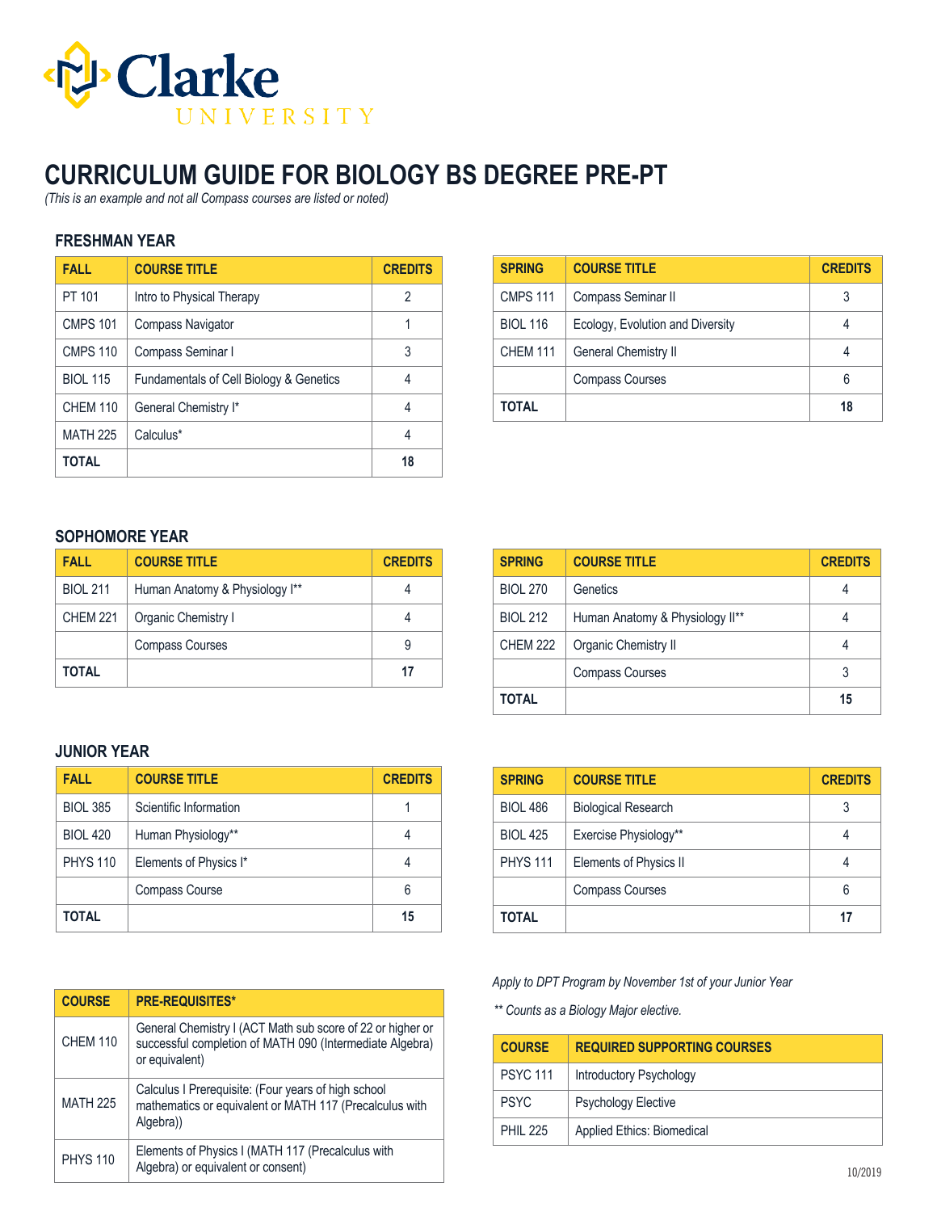Clarke UNIVERSITY

# CURRICULUM GUIDE FOR BIOLOGY BS DEGREE PRE-PT

*(This is an example and not all Compass courses are listed or noted)*

## FRESHMAN YEAR

| FALL | COURSE TITLE | CREDITS |
|---|---|---|
| PT 101 | Intro to Physical Therapy | 2 |
| CMPS 101 | Compass Navigator | 1 |
| CMPS 110 | Compass Seminar I | 3 |
| BIOL 115 | Fundamentals of Cell Biology & Genetics | 4 |
| CHEM 110 | General Chemistry I* | 4 |
| MATH 225 | Calculus* | 4 |
| **TOTAL** | | **18** |

| SPRING | COURSE TITLE | CREDITS |
|---|---|---|
| CMPS 111 | Compass Seminar II | 3 |
| BIOL 116 | Ecology, Evolution and Diversity | 4 |
| CHEM 111 | General Chemistry II | 4 |
| | Compass Courses | 6 |
| **TOTAL** | | **18** |

## SOPHOMORE YEAR

| FALL | COURSE TITLE | CREDITS |
|---|---|---|
| BIOL 211 | Human Anatomy & Physiology I** | 4 |
| CHEM 221 | Organic Chemistry I | 4 |
| | Compass Courses | 9 |
| **TOTAL** | | **17** |

| SPRING | COURSE TITLE | CREDITS |
|---|---|---|
| BIOL 270 | Genetics | 4 |
| BIOL 212 | Human Anatomy & Physiology II** | 4 |
| CHEM 222 | Organic Chemistry II | 4 |
| | Compass Courses | 3 |
| **TOTAL** | | **15** |

## JUNIOR YEAR

| FALL | COURSE TITLE | CREDITS |
|---|---|---|
| BIOL 385 | Scientific Information | 1 |
| BIOL 420 | Human Physiology** | 4 |
| PHYS 110 | Elements of Physics I* | 4 |
| | Compass Course | 6 |
| **TOTAL** | | **15** |

| SPRING | COURSE TITLE | CREDITS |
|---|---|---|
| BIOL 486 | Biological Research | 3 |
| BIOL 425 | Exercise Physiology** | 4 |
| PHYS 111 | Elements of Physics II | 4 |
| | Compass Courses | 6 |
| **TOTAL** | | **17** |

| COURSE | PRE-REQUISITES* |
|---|---|
| CHEM 110 | General Chemistry I (ACT Math sub score of 22 or higher or successful completion of MATH 090 (Intermediate Algebra) or equivalent) |
| MATH 225 | Calculus I Prerequisite: (Four years of high school mathematics or equivalent or MATH 117 (Precalculus with Algebra)) |
| PHYS 110 | Elements of Physics I (MATH 117 (Precalculus with Algebra) or equivalent or consent) |

*Apply to DPT Program by November 1st of your Junior Year*

*** Counts as a Biology Major elective.*

| COURSE | REQUIRED SUPPORTING COURSES |
|---|---|
| PSYC 111 | Introductory Psychology |
| PSYC | Psychology Elective |
| PHIL 225 | Applied Ethics: Biomedical |

10/2019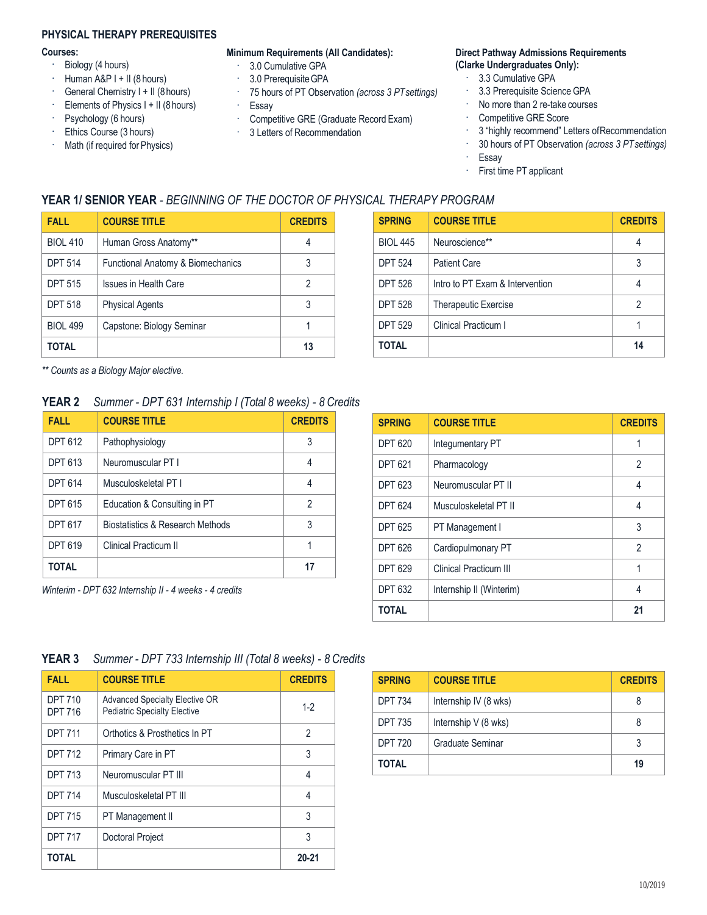## PHYSICAL THERAPY PREREQUISITES

**Courses:**

- Biology (4 hours)
- Human A&P I + II (8 hours)
- General Chemistry I + II (8 hours)
- Elements of Physics I + II (8 hours)
- Psychology (6 hours)
- Ethics Course (3 hours)
- Math (if required for Physics)

**Minimum Requirements (All Candidates):**

- 3.0 Cumulative GPA
- 3.0 Prerequisite GPA
- 75 hours of PT Observation *(across 3 PT settings)*
- Essay
- Competitive GRE (Graduate Record Exam)
- 3 Letters of Recommendation

**Direct Pathway Admissions Requirements (Clarke Undergraduates Only):**

- 3.3 Cumulative GPA
- 3.3 Prerequisite Science GPA
- No more than 2 re-take courses
- Competitive GRE Score
- 3 "highly recommend" Letters of Recommendation
- 30 hours of PT Observation *(across 3 PT settings)*
- Essay
- First time PT applicant

## YEAR 1/ SENIOR YEAR - *BEGINNING OF THE DOCTOR OF PHYSICAL THERAPY PROGRAM*

| FALL | COURSE TITLE | CREDITS |
|---|---|---|
| BIOL 410 | Human Gross Anatomy** | 4 |
| DPT 514 | Functional Anatomy & Biomechanics | 3 |
| DPT 515 | Issues in Health Care | 2 |
| DPT 518 | Physical Agents | 3 |
| BIOL 499 | Capstone: Biology Seminar | 1 |
| **TOTAL** | | **13** |

| SPRING | COURSE TITLE | CREDITS |
|---|---|---|
| BIOL 445 | Neuroscience** | 4 |
| DPT 524 | Patient Care | 3 |
| DPT 526 | Intro to PT Exam & Intervention | 4 |
| DPT 528 | Therapeutic Exercise | 2 |
| DPT 529 | Clinical Practicum I | 1 |
| **TOTAL** | | **14** |

*** Counts as a Biology Major elective.*

## YEAR 2 *Summer - DPT 631 Internship I (Total 8 weeks) - 8 Credits*

| FALL | COURSE TITLE | CREDITS |
|---|---|---|
| DPT 612 | Pathophysiology | 3 |
| DPT 613 | Neuromuscular PT I | 4 |
| DPT 614 | Musculoskeletal PT I | 4 |
| DPT 615 | Education & Consulting in PT | 2 |
| DPT 617 | Biostatistics & Research Methods | 3 |
| DPT 619 | Clinical Practicum II | 1 |
| **TOTAL** | | **17** |

*Winterim - DPT 632 Internship II - 4 weeks - 4 credits*

| SPRING | COURSE TITLE | CREDITS |
|---|---|---|
| DPT 620 | Integumentary PT | 1 |
| DPT 621 | Pharmacology | 2 |
| DPT 623 | Neuromuscular PT II | 4 |
| DPT 624 | Musculoskeletal PT II | 4 |
| DPT 625 | PT Management I | 3 |
| DPT 626 | Cardiopulmonary PT | 2 |
| DPT 629 | Clinical Practicum III | 1 |
| DPT 632 | Internship II (Winterim) | 4 |
| **TOTAL** | | **21** |

## YEAR 3 *Summer - DPT 733 Internship III (Total 8 weeks) - 8 Credits*

| FALL | COURSE TITLE | CREDITS |
|---|---|---|
| DPT 710<br>DPT 716 | Advanced Specialty Elective OR<br>Pediatric Specialty Elective | 1-2 |
| DPT 711 | Orthotics & Prosthetics In PT | 2 |
| DPT 712 | Primary Care in PT | 3 |
| DPT 713 | Neuromuscular PT III | 4 |
| DPT 714 | Musculoskeletal PT III | 4 |
| DPT 715 | PT Management II | 3 |
| DPT 717 | Doctoral Project | 3 |
| **TOTAL** | | **20-21** |

| SPRING | COURSE TITLE | CREDITS |
|---|---|---|
| DPT 734 | Internship IV (8 wks) | 8 |
| DPT 735 | Internship V (8 wks) | 8 |
| DPT 720 | Graduate Seminar | 3 |
| **TOTAL** | | **19** |

10/2019